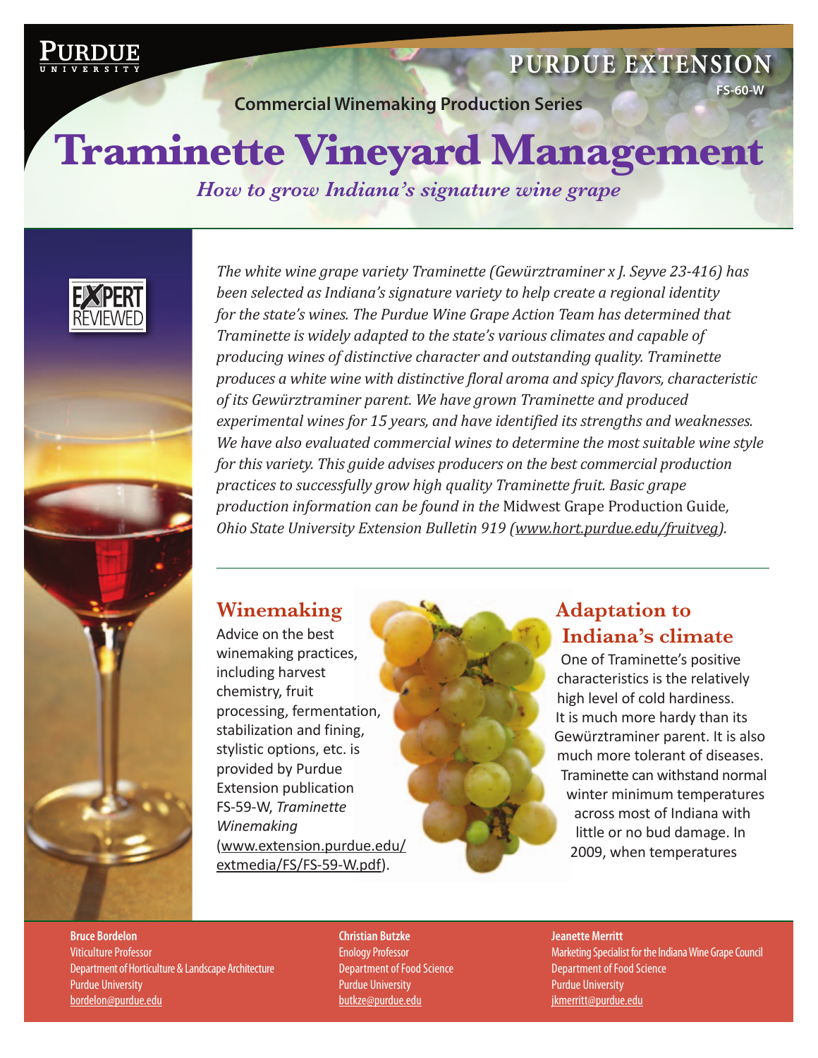Purdue University

Purdue Extension

FS-60-W

Commercial Winemaking Production Series

# Traminette Vineyard Management

*How to grow Indiana's signature wine grape*

Expert Reviewed

*The white wine grape variety Traminette (Gewürztraminer x J. Seyve 23-416) has been selected as Indiana's signature variety to help create a regional identity for the state's wines. The Purdue Wine Grape Action Team has determined that Traminette is widely adapted to the state's various climates and capable of producing wines of distinctive character and outstanding quality. Traminette produces a white wine with distinctive floral aroma and spicy flavors, characteristic of its Gewürztraminer parent. We have grown Traminette and produced experimental wines for 15 years, and have identified its strengths and weaknesses. We have also evaluated commercial wines to determine the most suitable wine style for this variety. This guide advises producers on the best commercial production practices to successfully grow high quality Traminette fruit. Basic grape production information can be found in the* Midwest Grape Production Guide, *Ohio State University Extension Bulletin 919 (www.hort.purdue.edu/fruitveg).*

## Winemaking

Advice on the best winemaking practices, including harvest chemistry, fruit processing, fermentation, stabilization and fining, stylistic options, etc. is provided by Purdue Extension publication FS-59-W, *Traminette Winemaking* (www.extension.purdue.edu/extmedia/FS/FS-59-W.pdf).

## Adaptation to Indiana's climate

One of Traminette's positive characteristics is the relatively high level of cold hardiness. It is much more hardy than its Gewürztraminer parent. It is also much more tolerant of diseases. Traminette can withstand normal winter minimum temperatures across most of Indiana with little or no bud damage. In 2009, when temperatures

**Bruce Bordelon**
Viticulture Professor
Department of Horticulture & Landscape Architecture
Purdue University
bordelon@purdue.edu

**Christian Butzke**
Enology Professor
Department of Food Science
Purdue University
butzke@purdue.edu

**Jeanette Merritt**
Marketing Specialist for the Indiana Wine Grape Council
Department of Food Science
Purdue University
jkmerritt@purdue.edu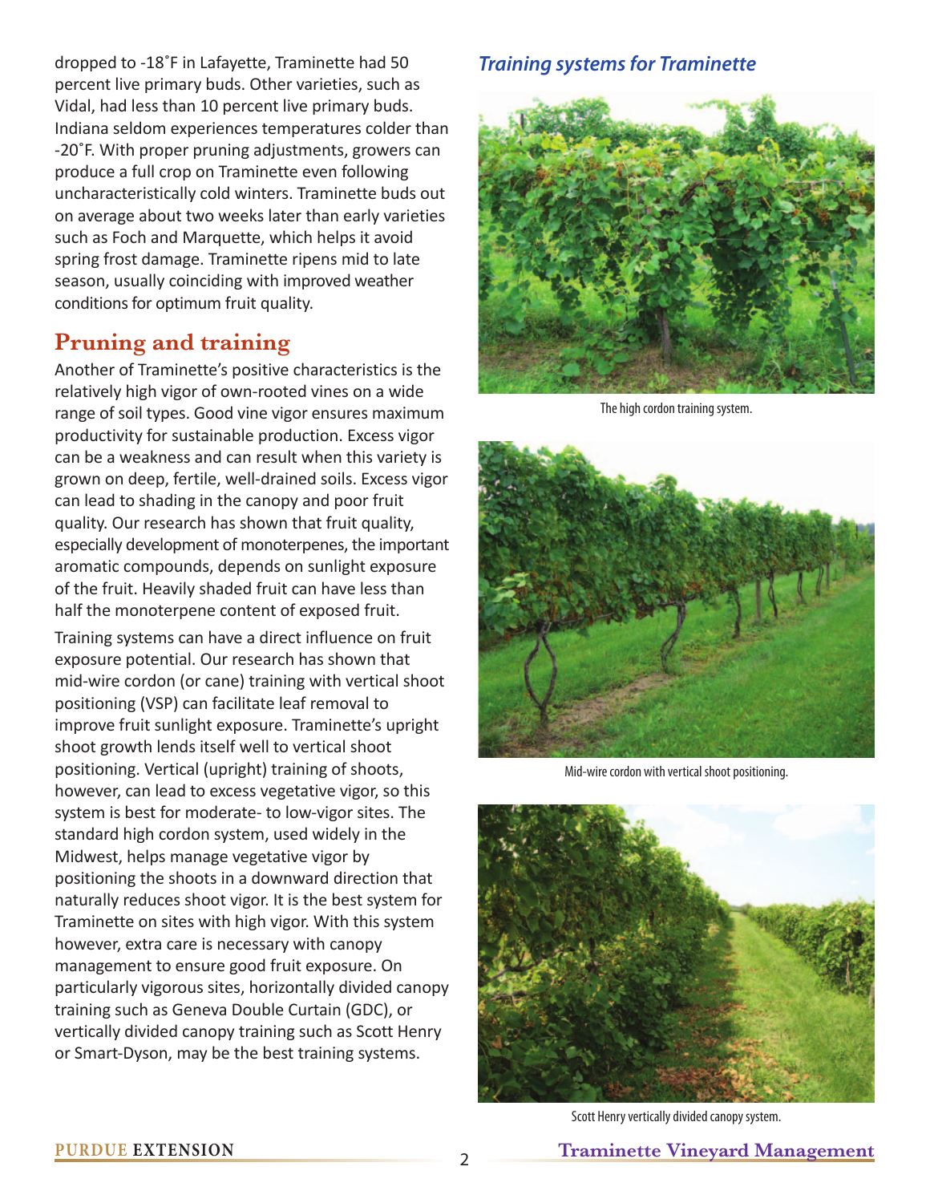dropped to -18˚F in Lafayette, Traminette had 50 percent live primary buds. Other varieties, such as Vidal, had less than 10 percent live primary buds. Indiana seldom experiences temperatures colder than -20˚F. With proper pruning adjustments, growers can produce a full crop on Traminette even following uncharacteristically cold winters. Traminette buds out on average about two weeks later than early varieties such as Foch and Marquette, which helps it avoid spring frost damage. Traminette ripens mid to late season, usually coinciding with improved weather conditions for optimum fruit quality.

## Pruning and training

Another of Traminette's positive characteristics is the relatively high vigor of own-rooted vines on a wide range of soil types. Good vine vigor ensures maximum productivity for sustainable production. Excess vigor can be a weakness and can result when this variety is grown on deep, fertile, well-drained soils. Excess vigor can lead to shading in the canopy and poor fruit quality. Our research has shown that fruit quality, especially development of monoterpenes, the important aromatic compounds, depends on sunlight exposure of the fruit. Heavily shaded fruit can have less than half the monoterpene content of exposed fruit.

Training systems can have a direct influence on fruit exposure potential. Our research has shown that mid-wire cordon (or cane) training with vertical shoot positioning (VSP) can facilitate leaf removal to improve fruit sunlight exposure. Traminette's upright shoot growth lends itself well to vertical shoot positioning. Vertical (upright) training of shoots, however, can lead to excess vegetative vigor, so this system is best for moderate- to low-vigor sites. The standard high cordon system, used widely in the Midwest, helps manage vegetative vigor by positioning the shoots in a downward direction that naturally reduces shoot vigor. It is the best system for Traminette on sites with high vigor. With this system however, extra care is necessary with canopy management to ensure good fruit exposure. On particularly vigorous sites, horizontally divided canopy training such as Geneva Double Curtain (GDC), or vertically divided canopy training such as Scott Henry or Smart-Dyson, may be the best training systems.

### *Training systems for Traminette*

The high cordon training system.

Mid-wire cordon with vertical shoot positioning.

Scott Henry vertically divided canopy system.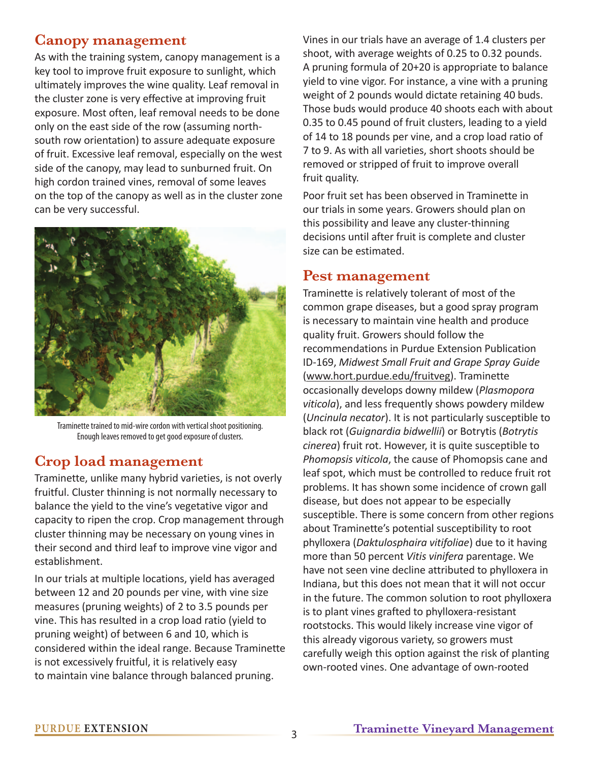## Canopy management

As with the training system, canopy management is a key tool to improve fruit exposure to sunlight, which ultimately improves the wine quality. Leaf removal in the cluster zone is very effective at improving fruit exposure. Most often, leaf removal needs to be done only on the east side of the row (assuming north-south row orientation) to assure adequate exposure of fruit. Excessive leaf removal, especially on the west side of the canopy, may lead to sunburned fruit. On high cordon trained vines, removal of some leaves on the top of the canopy as well as in the cluster zone can be very successful.

Traminette trained to mid-wire cordon with vertical shoot positioning. Enough leaves removed to get good exposure of clusters.

## Crop load management

Traminette, unlike many hybrid varieties, is not overly fruitful. Cluster thinning is not normally necessary to balance the yield to the vine's vegetative vigor and capacity to ripen the crop. Crop management through cluster thinning may be necessary on young vines in their second and third leaf to improve vine vigor and establishment.

In our trials at multiple locations, yield has averaged between 12 and 20 pounds per vine, with vine size measures (pruning weights) of 2 to 3.5 pounds per vine. This has resulted in a crop load ratio (yield to pruning weight) of between 6 and 10, which is considered within the ideal range. Because Traminette is not excessively fruitful, it is relatively easy to maintain vine balance through balanced pruning.

Vines in our trials have an average of 1.4 clusters per shoot, with average weights of 0.25 to 0.32 pounds. A pruning formula of 20+20 is appropriate to balance yield to vine vigor. For instance, a vine with a pruning weight of 2 pounds would dictate retaining 40 buds. Those buds would produce 40 shoots each with about 0.35 to 0.45 pound of fruit clusters, leading to a yield of 14 to 18 pounds per vine, and a crop load ratio of 7 to 9. As with all varieties, short shoots should be removed or stripped of fruit to improve overall fruit quality.

Poor fruit set has been observed in Traminette in our trials in some years. Growers should plan on this possibility and leave any cluster-thinning decisions until after fruit is complete and cluster size can be estimated.

## Pest management

Traminette is relatively tolerant of most of the common grape diseases, but a good spray program is necessary to maintain vine health and produce quality fruit. Growers should follow the recommendations in Purdue Extension Publication ID-169, *Midwest Small Fruit and Grape Spray Guide* (www.hort.purdue.edu/fruitveg). Traminette occasionally develops downy mildew (*Plasmopora viticola*), and less frequently shows powdery mildew (*Uncinula necator*). It is not particularly susceptible to black rot (*Guignardia bidwellii*) or Botrytis (*Botrytis cinerea*) fruit rot. However, it is quite susceptible to *Phomopsis viticola*, the cause of Phomopsis cane and leaf spot, which must be controlled to reduce fruit rot problems. It has shown some incidence of crown gall disease, but does not appear to be especially susceptible. There is some concern from other regions about Traminette's potential susceptibility to root phylloxera (*Daktulosphaira vitifoliae*) due to it having more than 50 percent *Vitis vinifera* parentage. We have not seen vine decline attributed to phylloxera in Indiana, but this does not mean that it will not occur in the future. The common solution to root phylloxera is to plant vines grafted to phylloxera-resistant rootstocks. This would likely increase vine vigor of this already vigorous variety, so growers must carefully weigh this option against the risk of planting own-rooted vines. One advantage of own-rooted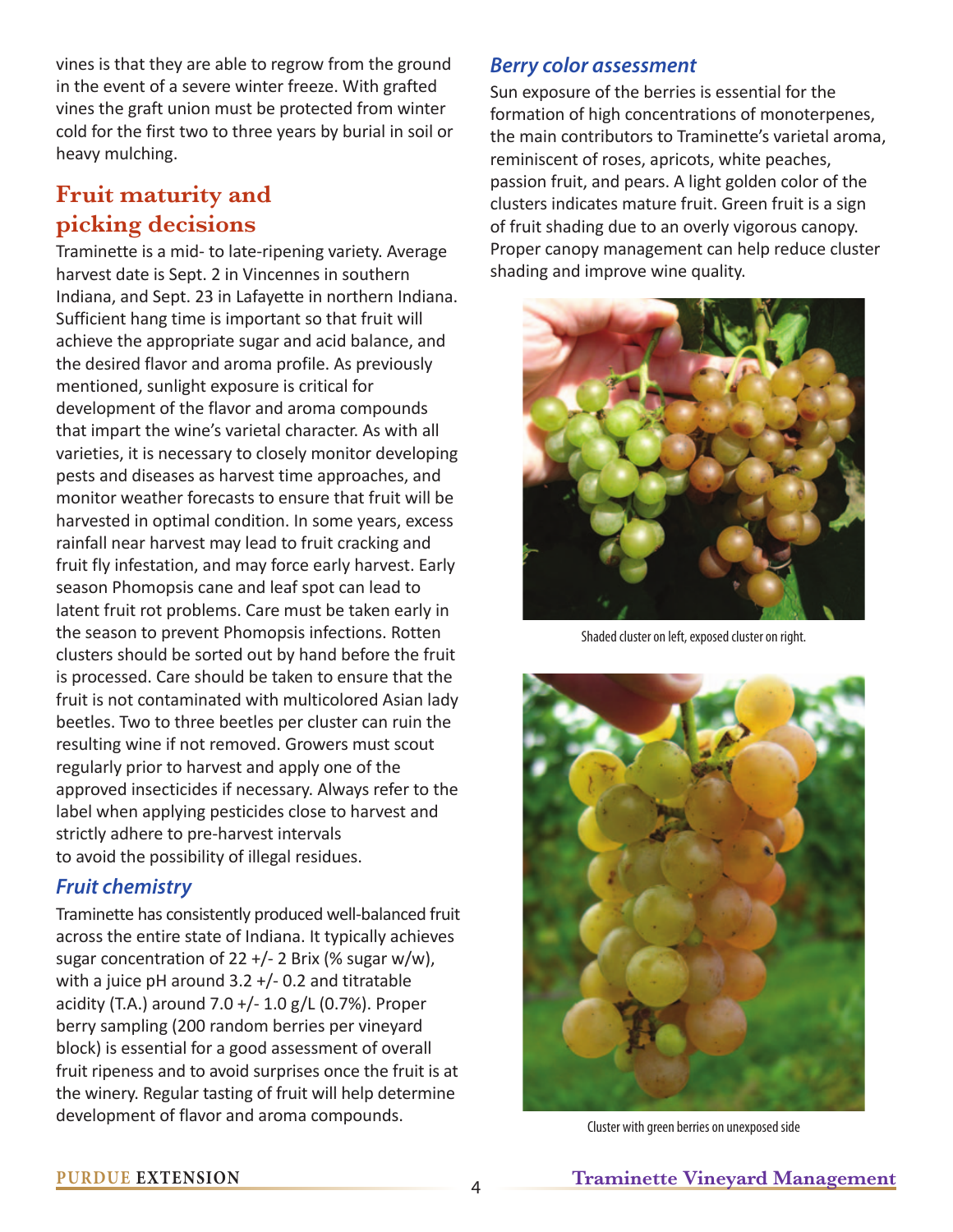vines is that they are able to regrow from the ground in the event of a severe winter freeze. With grafted vines the graft union must be protected from winter cold for the first two to three years by burial in soil or heavy mulching.

## Fruit maturity and picking decisions

Traminette is a mid- to late-ripening variety. Average harvest date is Sept. 2 in Vincennes in southern Indiana, and Sept. 23 in Lafayette in northern Indiana. Sufficient hang time is important so that fruit will achieve the appropriate sugar and acid balance, and the desired flavor and aroma profile. As previously mentioned, sunlight exposure is critical for development of the flavor and aroma compounds that impart the wine's varietal character. As with all varieties, it is necessary to closely monitor developing pests and diseases as harvest time approaches, and monitor weather forecasts to ensure that fruit will be harvested in optimal condition. In some years, excess rainfall near harvest may lead to fruit cracking and fruit fly infestation, and may force early harvest. Early season Phomopsis cane and leaf spot can lead to latent fruit rot problems. Care must be taken early in the season to prevent Phomopsis infections. Rotten clusters should be sorted out by hand before the fruit is processed. Care should be taken to ensure that the fruit is not contaminated with multicolored Asian lady beetles. Two to three beetles per cluster can ruin the resulting wine if not removed. Growers must scout regularly prior to harvest and apply one of the approved insecticides if necessary. Always refer to the label when applying pesticides close to harvest and strictly adhere to pre-harvest intervals to avoid the possibility of illegal residues.

### *Fruit chemistry*

Traminette has consistently produced well-balanced fruit across the entire state of Indiana. It typically achieves sugar concentration of 22 +/- 2 Brix (% sugar w/w), with a juice pH around 3.2 +/- 0.2 and titratable acidity (T.A.) around 7.0 +/- 1.0 g/L (0.7%). Proper berry sampling (200 random berries per vineyard block) is essential for a good assessment of overall fruit ripeness and to avoid surprises once the fruit is at the winery. Regular tasting of fruit will help determine development of flavor and aroma compounds.

### *Berry color assessment*

Sun exposure of the berries is essential for the formation of high concentrations of monoterpenes, the main contributors to Traminette's varietal aroma, reminiscent of roses, apricots, white peaches, passion fruit, and pears. A light golden color of the clusters indicates mature fruit. Green fruit is a sign of fruit shading due to an overly vigorous canopy. Proper canopy management can help reduce cluster shading and improve wine quality.

Shaded cluster on left, exposed cluster on right.

Cluster with green berries on unexposed side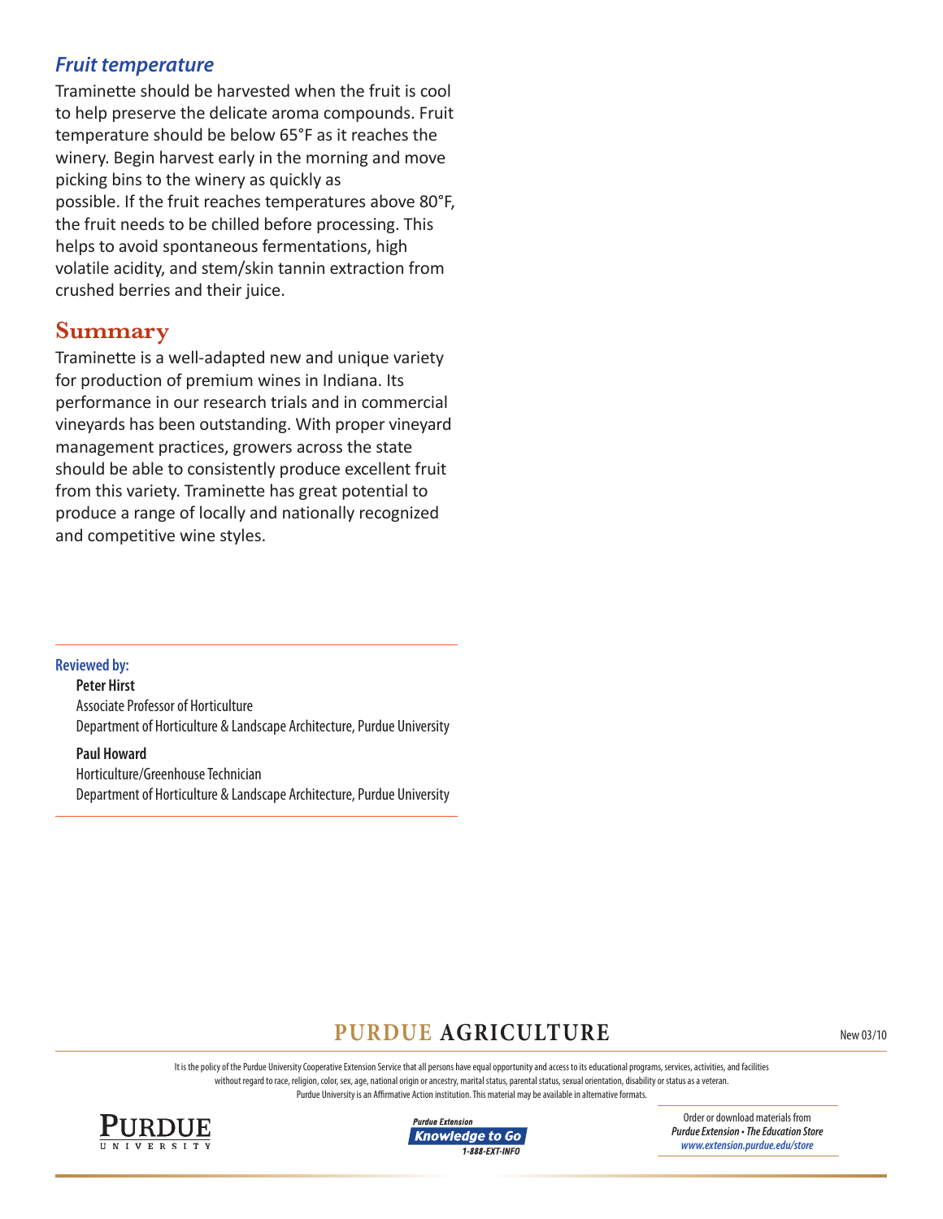### *Fruit temperature*

Traminette should be harvested when the fruit is cool to help preserve the delicate aroma compounds. Fruit temperature should be below 65°F as it reaches the winery. Begin harvest early in the morning and move picking bins to the winery as quickly as possible. If the fruit reaches temperatures above 80°F, the fruit needs to be chilled before processing. This helps to avoid spontaneous fermentations, high volatile acidity, and stem/skin tannin extraction from crushed berries and their juice.

## Summary

Traminette is a well-adapted new and unique variety for production of premium wines in Indiana. Its performance in our research trials and in commercial vineyards has been outstanding. With proper vineyard management practices, growers across the state should be able to consistently produce excellent fruit from this variety. Traminette has great potential to produce a range of locally and nationally recognized and competitive wine styles.

**Reviewed by:**

**Peter Hirst**
Associate Professor of Horticulture
Department of Horticulture & Landscape Architecture, Purdue University

**Paul Howard**
Horticulture/Greenhouse Technician
Department of Horticulture & Landscape Architecture, Purdue University

PURDUE AGRICULTURE

New 03/10

It is the policy of the Purdue University Cooperative Extension Service that all persons have equal opportunity and access to its educational programs, services, activities, and facilities without regard to race, religion, color, sex, age, national origin or ancestry, marital status, parental status, sexual orientation, disability or status as a veteran. Purdue University is an Affirmative Action institution. This material may be available in alternative formats.

Purdue Extension Knowledge to Go 1-888-EXT-INFO

Order or download materials from
*Purdue Extension • The Education Store*
*www.extension.purdue.edu/store*